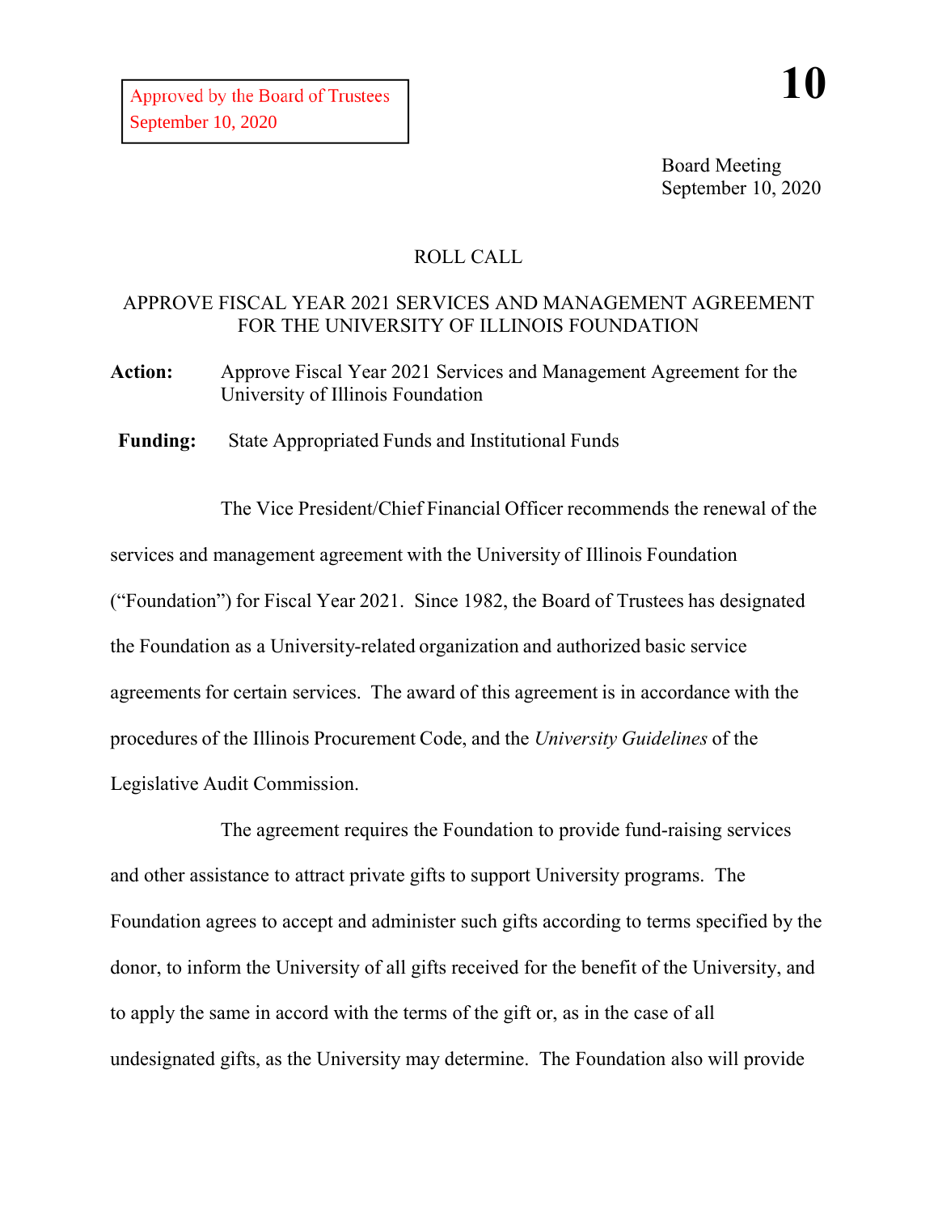Approved by the Board of Trustees
September 10, 2020

**10**

Board Meeting
September 10, 2020

ROLL CALL

APPROVE FISCAL YEAR 2021 SERVICES AND MANAGEMENT AGREEMENT FOR THE UNIVERSITY OF ILLINOIS FOUNDATION

**Action:** Approve Fiscal Year 2021 Services and Management Agreement for the University of Illinois Foundation

**Funding:** State Appropriated Funds and Institutional Funds

The Vice President/Chief Financial Officer recommends the renewal of the services and management agreement with the University of Illinois Foundation ("Foundation") for Fiscal Year 2021. Since 1982, the Board of Trustees has designated the Foundation as a University-related organization and authorized basic service agreements for certain services. The award of this agreement is in accordance with the procedures of the Illinois Procurement Code, and the *University Guidelines* of the Legislative Audit Commission.

The agreement requires the Foundation to provide fund-raising services and other assistance to attract private gifts to support University programs. The Foundation agrees to accept and administer such gifts according to terms specified by the donor, to inform the University of all gifts received for the benefit of the University, and to apply the same in accord with the terms of the gift or, as in the case of all undesignated gifts, as the University may determine. The Foundation also will provide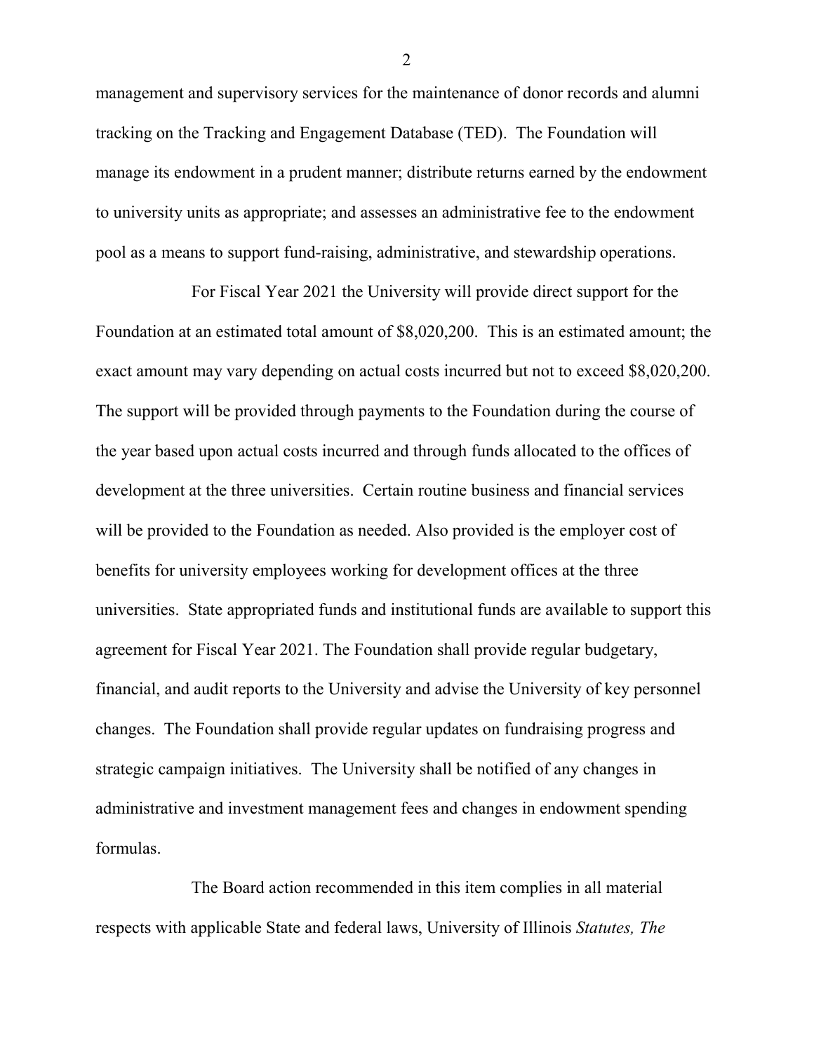management and supervisory services for the maintenance of donor records and alumni tracking on the Tracking and Engagement Database (TED). The Foundation will manage its endowment in a prudent manner; distribute returns earned by the endowment to university units as appropriate; and assesses an administrative fee to the endowment pool as a means to support fund-raising, administrative, and stewardship operations.

For Fiscal Year 2021 the University will provide direct support for the Foundation at an estimated total amount of $8,020,200. This is an estimated amount; the exact amount may vary depending on actual costs incurred but not to exceed $8,020,200. The support will be provided through payments to the Foundation during the course of the year based upon actual costs incurred and through funds allocated to the offices of development at the three universities. Certain routine business and financial services will be provided to the Foundation as needed. Also provided is the employer cost of benefits for university employees working for development offices at the three universities. State appropriated funds and institutional funds are available to support this agreement for Fiscal Year 2021. The Foundation shall provide regular budgetary, financial, and audit reports to the University and advise the University of key personnel changes. The Foundation shall provide regular updates on fundraising progress and strategic campaign initiatives. The University shall be notified of any changes in administrative and investment management fees and changes in endowment spending formulas.

The Board action recommended in this item complies in all material respects with applicable State and federal laws, University of Illinois *Statutes, The*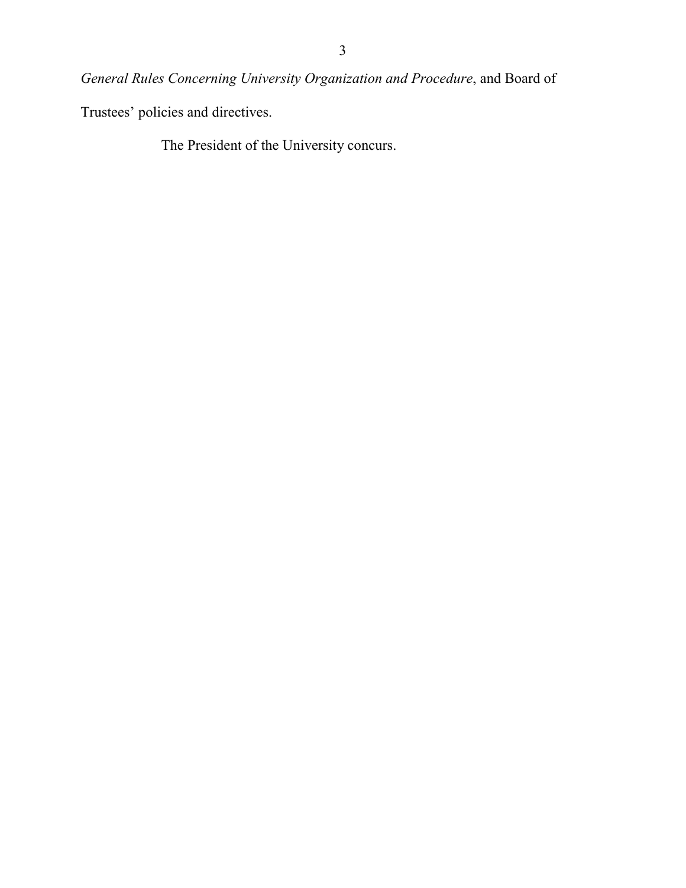*General Rules Concerning University Organization and Procedure*, and Board of Trustees' policies and directives.

The President of the University concurs.